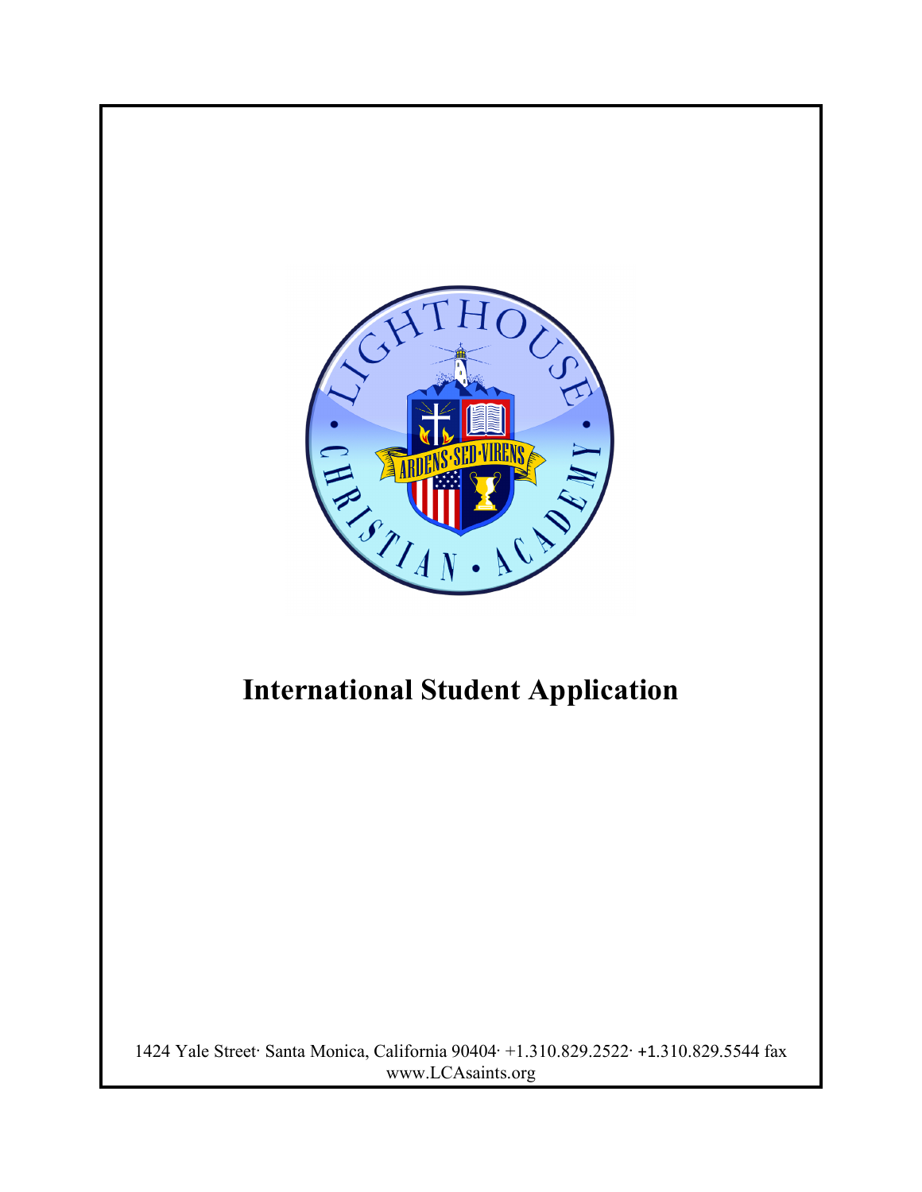# International Student Application

1424 Yale Street· Santa Monica, California 90404· +1.310.829.2522· +1.310.829.5544 fax
www.LCAsaints.org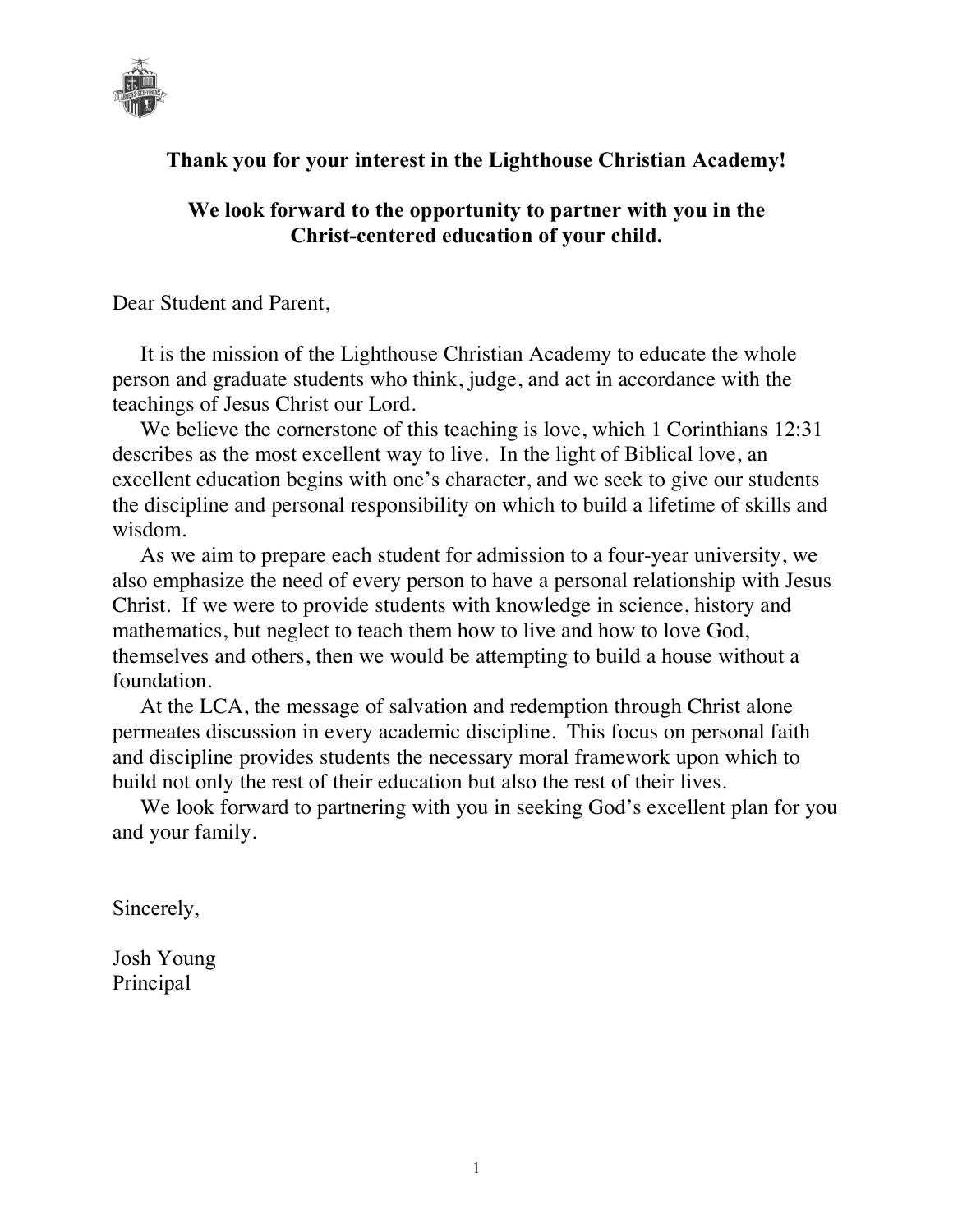**Thank you for your interest in the Lighthouse Christian Academy!**

**We look forward to the opportunity to partner with you in the Christ-centered education of your child.**

Dear Student and Parent,

It is the mission of the Lighthouse Christian Academy to educate the whole person and graduate students who think, judge, and act in accordance with the teachings of Jesus Christ our Lord.

We believe the cornerstone of this teaching is love, which 1 Corinthians 12:31 describes as the most excellent way to live. In the light of Biblical love, an excellent education begins with one's character, and we seek to give our students the discipline and personal responsibility on which to build a lifetime of skills and wisdom.

As we aim to prepare each student for admission to a four-year university, we also emphasize the need of every person to have a personal relationship with Jesus Christ. If we were to provide students with knowledge in science, history and mathematics, but neglect to teach them how to live and how to love God, themselves and others, then we would be attempting to build a house without a foundation.

At the LCA, the message of salvation and redemption through Christ alone permeates discussion in every academic discipline. This focus on personal faith and discipline provides students the necessary moral framework upon which to build not only the rest of their education but also the rest of their lives.

We look forward to partnering with you in seeking God's excellent plan for you and your family.

Sincerely,

Josh Young
Principal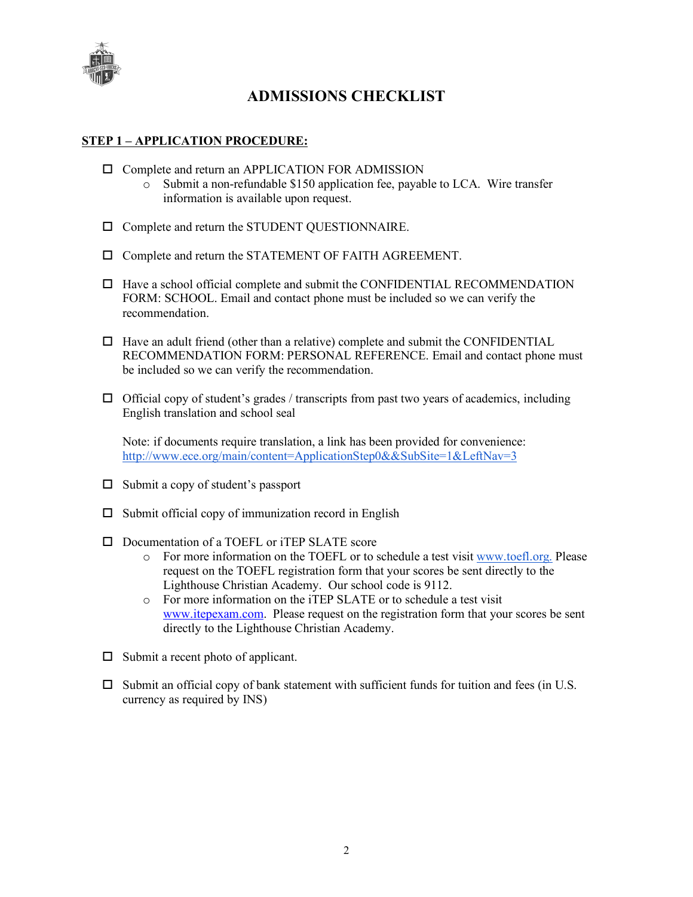# ADMISSIONS CHECKLIST

**STEP 1 – APPLICATION PROCEDURE:**

- ☐ Complete and return an APPLICATION FOR ADMISSION
  - Submit a non-refundable $150 application fee, payable to LCA. Wire transfer information is available upon request.

- ☐ Complete and return the STUDENT QUESTIONNAIRE.

- ☐ Complete and return the STATEMENT OF FAITH AGREEMENT.

- ☐ Have a school official complete and submit the CONFIDENTIAL RECOMMENDATION FORM: SCHOOL. Email and contact phone must be included so we can verify the recommendation.

- ☐ Have an adult friend (other than a relative) complete and submit the CONFIDENTIAL RECOMMENDATION FORM: PERSONAL REFERENCE. Email and contact phone must be included so we can verify the recommendation.

- ☐ Official copy of student's grades / transcripts from past two years of academics, including English translation and school seal

  Note: if documents require translation, a link has been provided for convenience: http://www.ece.org/main/content=ApplicationStep0&&SubSite=1&LeftNav=3

- ☐ Submit a copy of student's passport

- ☐ Submit official copy of immunization record in English

- ☐ Documentation of a TOEFL or iTEP SLATE score
  - For more information on the TOEFL or to schedule a test visit www.toefl.org. Please request on the TOEFL registration form that your scores be sent directly to the Lighthouse Christian Academy. Our school code is 9112.
  - For more information on the iTEP SLATE or to schedule a test visit www.itepexam.com. Please request on the registration form that your scores be sent directly to the Lighthouse Christian Academy.

- ☐ Submit a recent photo of applicant.

- ☐ Submit an official copy of bank statement with sufficient funds for tuition and fees (in U.S. currency as required by INS)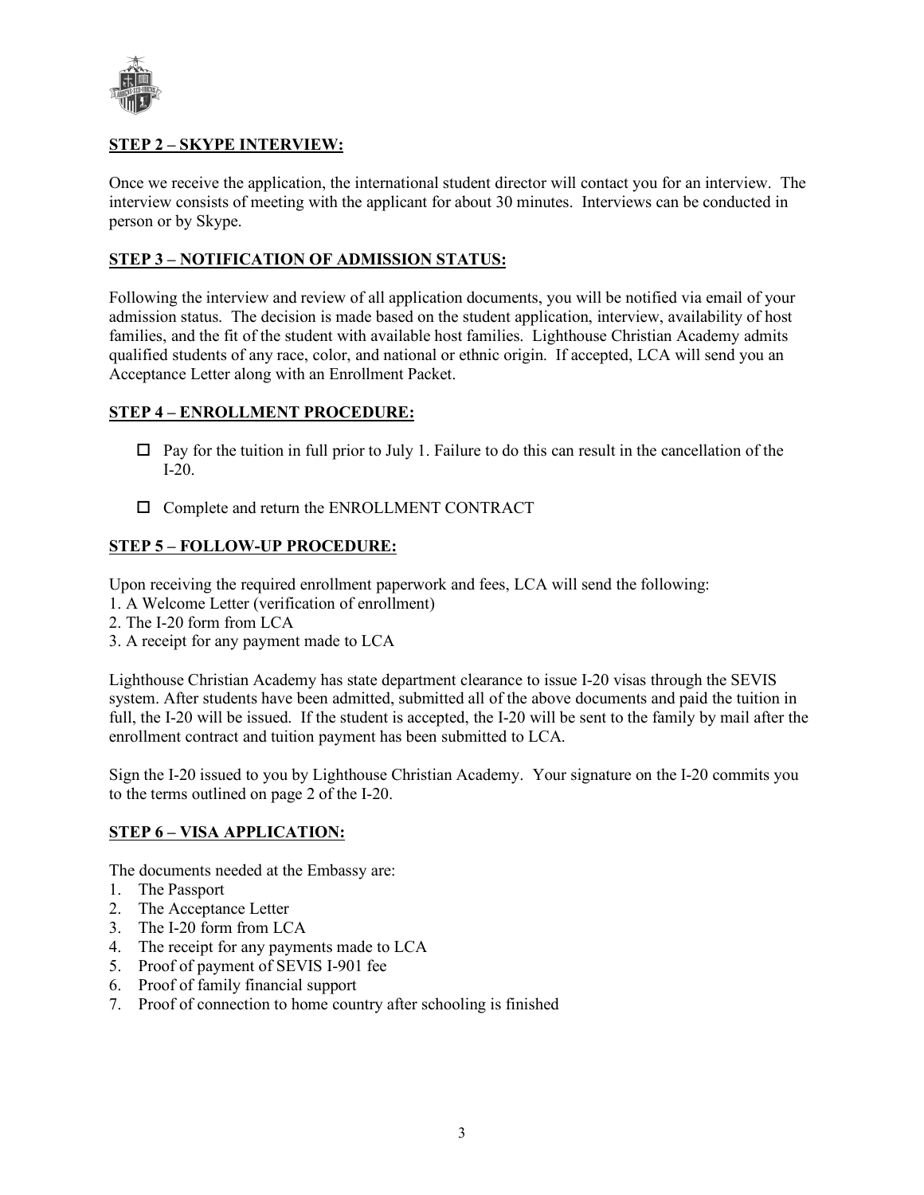**STEP 2 – SKYPE INTERVIEW:**

Once we receive the application, the international student director will contact you for an interview. The interview consists of meeting with the applicant for about 30 minutes. Interviews can be conducted in person or by Skype.

**STEP 3 – NOTIFICATION OF ADMISSION STATUS:**

Following the interview and review of all application documents, you will be notified via email of your admission status. The decision is made based on the student application, interview, availability of host families, and the fit of the student with available host families. Lighthouse Christian Academy admits qualified students of any race, color, and national or ethnic origin. If accepted, LCA will send you an Acceptance Letter along with an Enrollment Packet.

**STEP 4 – ENROLLMENT PROCEDURE:**

- ☐ Pay for the tuition in full prior to July 1. Failure to do this can result in the cancellation of the I-20.
- ☐ Complete and return the ENROLLMENT CONTRACT

**STEP 5 – FOLLOW-UP PROCEDURE:**

Upon receiving the required enrollment paperwork and fees, LCA will send the following:

1. A Welcome Letter (verification of enrollment)
2. The I-20 form from LCA
3. A receipt for any payment made to LCA

Lighthouse Christian Academy has state department clearance to issue I-20 visas through the SEVIS system. After students have been admitted, submitted all of the above documents and paid the tuition in full, the I-20 will be issued. If the student is accepted, the I-20 will be sent to the family by mail after the enrollment contract and tuition payment has been submitted to LCA.

Sign the I-20 issued to you by Lighthouse Christian Academy. Your signature on the I-20 commits you to the terms outlined on page 2 of the I-20.

**STEP 6 – VISA APPLICATION:**

The documents needed at the Embassy are:

1. The Passport
2. The Acceptance Letter
3. The I-20 form from LCA
4. The receipt for any payments made to LCA
5. Proof of payment of SEVIS I-901 fee
6. Proof of family financial support
7. Proof of connection to home country after schooling is finished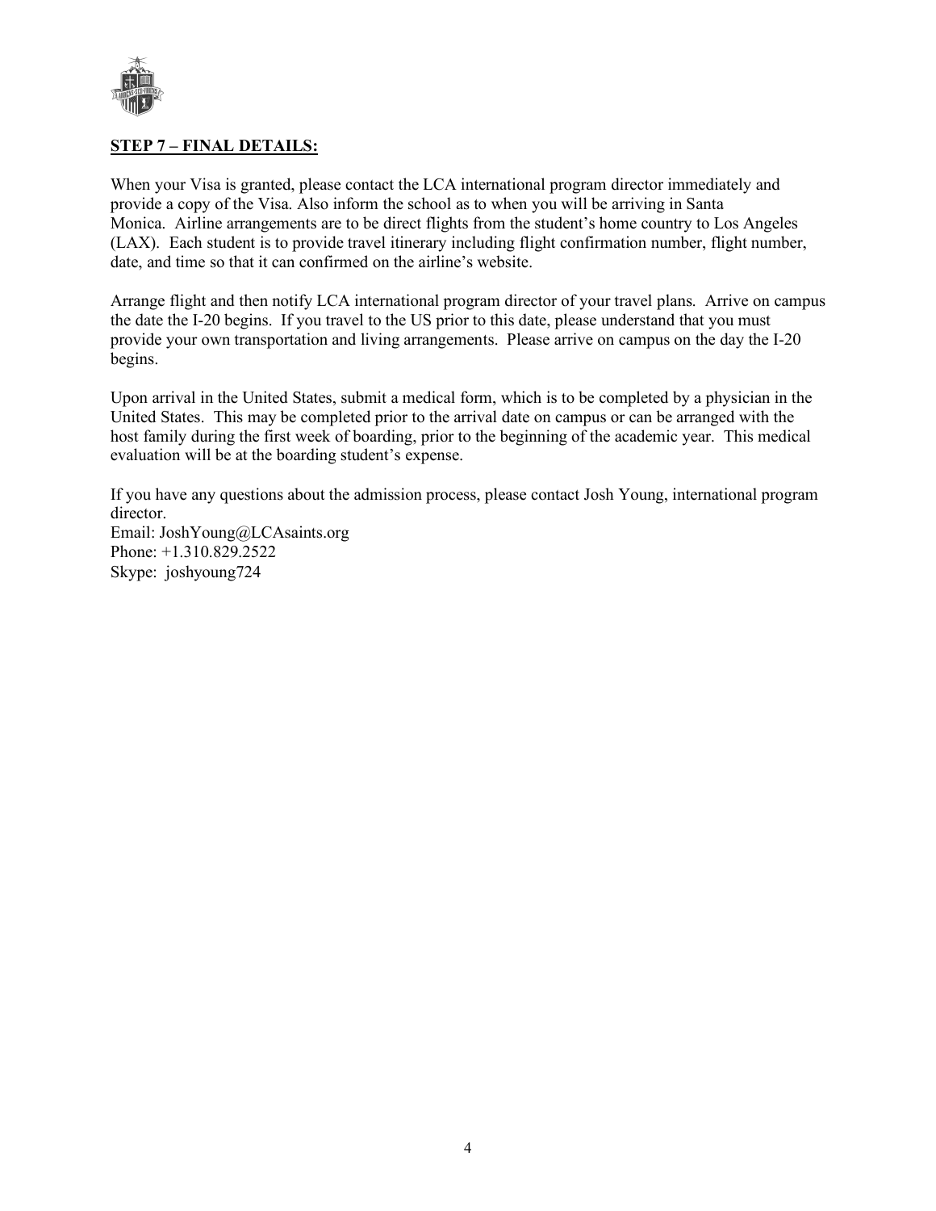**STEP 7 – FINAL DETAILS:**

When your Visa is granted, please contact the LCA international program director immediately and provide a copy of the Visa. Also inform the school as to when you will be arriving in Santa Monica. Airline arrangements are to be direct flights from the student's home country to Los Angeles (LAX). Each student is to provide travel itinerary including flight confirmation number, flight number, date, and time so that it can confirmed on the airline's website.

Arrange flight and then notify LCA international program director of your travel plans. Arrive on campus the date the I-20 begins. If you travel to the US prior to this date, please understand that you must provide your own transportation and living arrangements. Please arrive on campus on the day the I-20 begins.

Upon arrival in the United States, submit a medical form, which is to be completed by a physician in the United States. This may be completed prior to the arrival date on campus or can be arranged with the host family during the first week of boarding, prior to the beginning of the academic year. This medical evaluation will be at the boarding student's expense.

If you have any questions about the admission process, please contact Josh Young, international program director.
Email: JoshYoung@LCAsaints.org
Phone: +1.310.829.2522
Skype: joshyoung724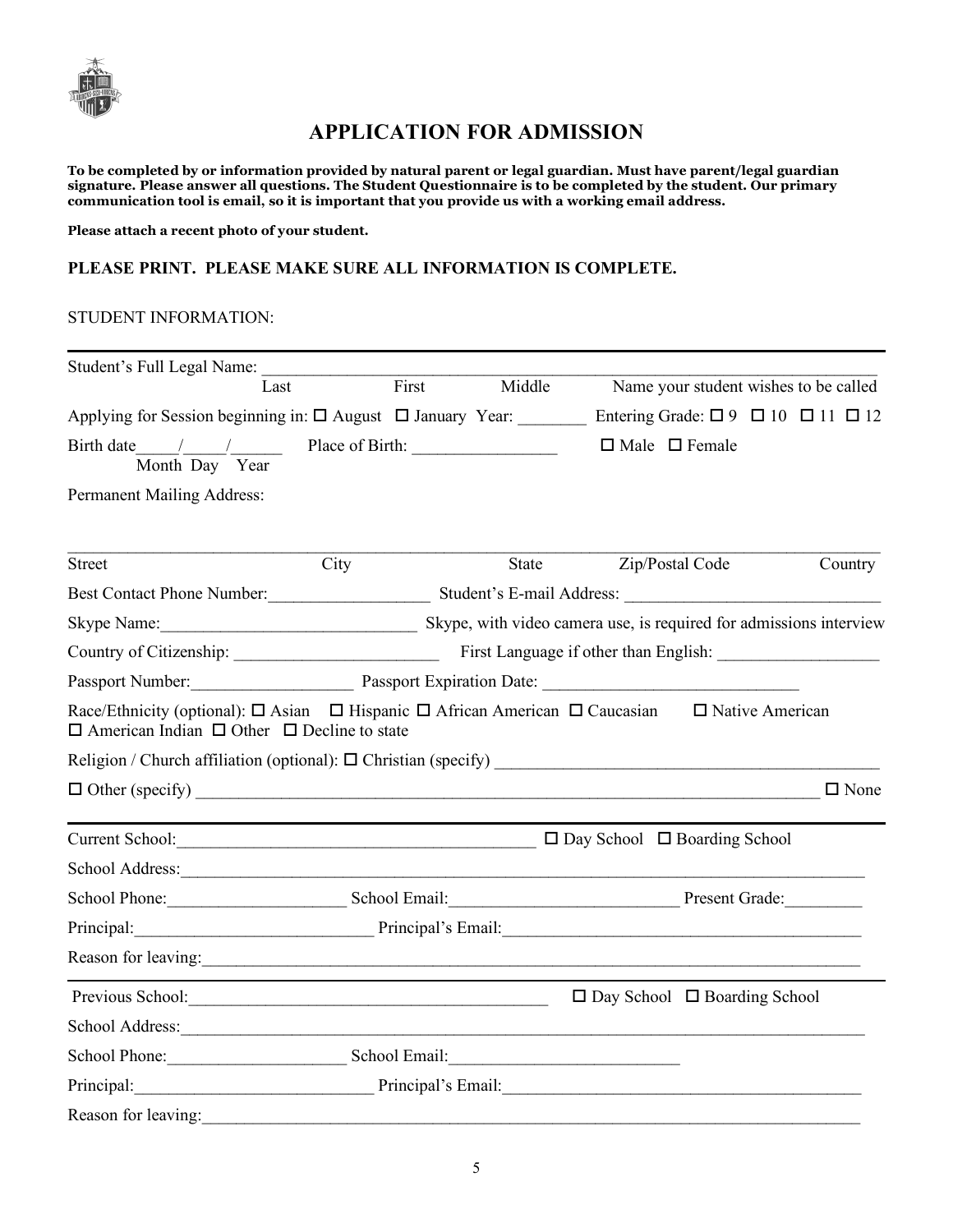# APPLICATION FOR ADMISSION

**To be completed by or information provided by natural parent or legal guardian. Must have parent/legal guardian signature. Please answer all questions. The Student Questionnaire is to be completed by the student. Our primary communication tool is email, so it is important that you provide us with a working email address.**

**Please attach a recent photo of your student.**

**PLEASE PRINT. PLEASE MAKE SURE ALL INFORMATION IS COMPLETE.**

STUDENT INFORMATION:

---

Student's Full Legal Name: ____________________________________________
Last First Middle Name your student wishes to be called

Applying for Session beginning in: ☐ August ☐ January Year: ________ Entering Grade: ☐ 9 ☐ 10 ☐ 11 ☐ 12

Birth date_____/_____/______ Place of Birth: ________________ ☐ Male ☐ Female
Month Day Year

Permanent Mailing Address:

______________________________________________________________________
Street City State Zip/Postal Code Country

Best Contact Phone Number:___________________ Student's E-mail Address: ____________________________

Skype Name:_____________________________ Skype, with video camera use, is required for admissions interview

Country of Citizenship: ________________________ First Language if other than English: __________________

Passport Number:___________________ Passport Expiration Date: _____________________________

Race/Ethnicity (optional): ☐ Asian ☐ Hispanic ☐ African American ☐ Caucasian ☐ Native American ☐ American Indian ☐ Other ☐ Decline to state

Religion / Church affiliation (optional): ☐ Christian (specify) ____________________________________________

☐ Other (specify) _________________________________________________________________________ ☐ None

---

Current School:__________________________________________ ☐ Day School ☐ Boarding School

School Address:___________________________________________________________________________

School Phone:____________________ School Email:__________________________ Present Grade:_________

Principal:___________________________ Principal's Email:_________________________________________

Reason for leaving:_________________________________________________________________________

---

Previous School:__________________________________________ ☐ Day School ☐ Boarding School

School Address:___________________________________________________________________________

School Phone:____________________ School Email:__________________________

Principal:___________________________ Principal's Email:_________________________________________

Reason for leaving:_________________________________________________________________________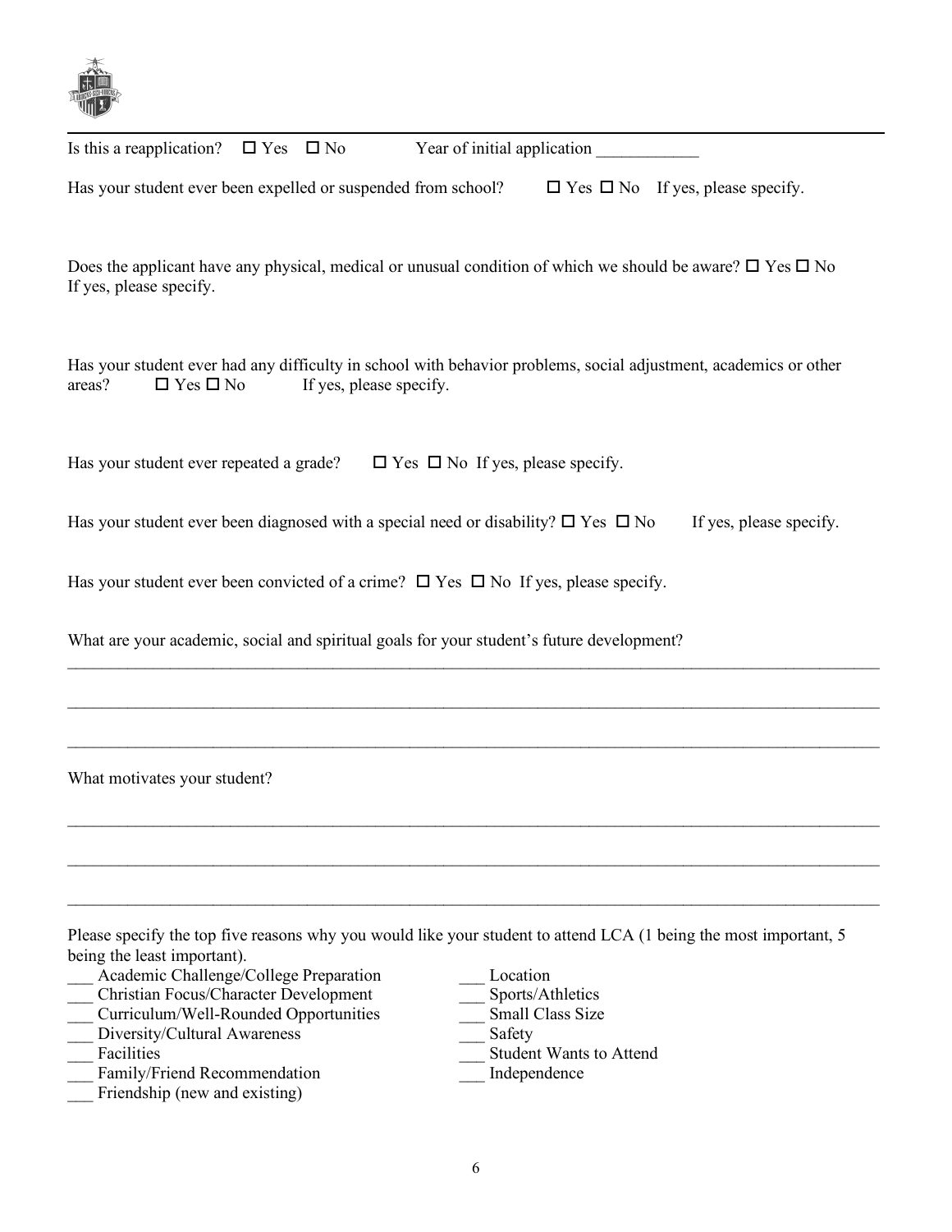Is this a reapplication? ☐ Yes ☐ No Year of initial application ____________

Has your student ever been expelled or suspended from school? ☐ Yes ☐ No If yes, please specify.

Does the applicant have any physical, medical or unusual condition of which we should be aware? ☐ Yes ☐ No
If yes, please specify.

Has your student ever had any difficulty in school with behavior problems, social adjustment, academics or other areas? ☐ Yes ☐ No If yes, please specify.

Has your student ever repeated a grade? ☐ Yes ☐ No If yes, please specify.

Has your student ever been diagnosed with a special need or disability? ☐ Yes ☐ No If yes, please specify.

Has your student ever been convicted of a crime? ☐ Yes ☐ No If yes, please specify.

What are your academic, social and spiritual goals for your student's future development?

______________________________________________________________________________

______________________________________________________________________________

______________________________________________________________________________

What motivates your student?

______________________________________________________________________________

______________________________________________________________________________

______________________________________________________________________________

Please specify the top five reasons why you would like your student to attend LCA (1 being the most important, 5 being the least important).

___ Academic Challenge/College Preparation
___ Christian Focus/Character Development
___ Curriculum/Well-Rounded Opportunities
___ Diversity/Cultural Awareness
___ Facilities
___ Family/Friend Recommendation
___ Friendship (new and existing)
___ Location
___ Sports/Athletics
___ Small Class Size
___ Safety
___ Student Wants to Attend
___ Independence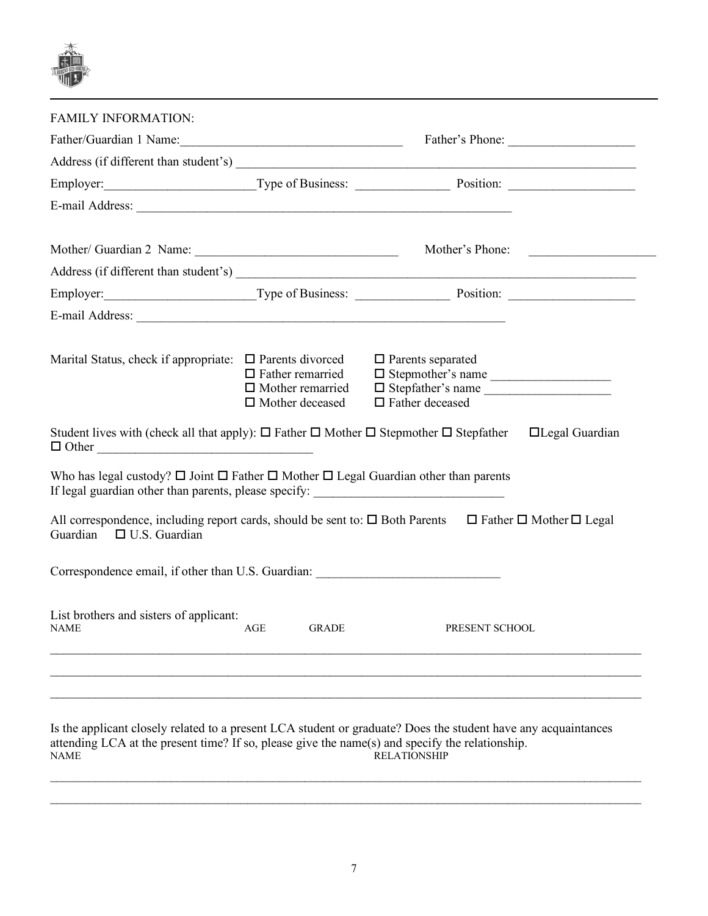FAMILY INFORMATION:

Father/Guardian 1 Name:___________________________________ Father's Phone: ___________________

Address (if different than student's) ______________________________________________________________

Employer:_______________________Type of Business: ______________ Position: ___________________

E-mail Address: ___________________________________________________________

Mother/ Guardian 2 Name: ________________________________ Mother's Phone: ___________________

Address (if different than student's) ______________________________________________________________

Employer:_______________________Type of Business: ______________ Position: ___________________

E-mail Address: __________________________________________________________

Marital Status, check if appropriate:
- ☐ Parents divorced
- ☐ Parents separated
- ☐ Father remarried
- ☐ Stepmother's name __________________
- ☐ Mother remarried
- ☐ Stepfather's name ___________________
- ☐ Mother deceased
- ☐ Father deceased

Student lives with (check all that apply): ☐ Father ☐ Mother ☐ Stepmother ☐ Stepfather ☐Legal Guardian ☐ Other _________________________________

Who has legal custody? ☐ Joint ☐ Father ☐ Mother ☐ Legal Guardian other than parents
If legal guardian other than parents, please specify: _____________________________

All correspondence, including report cards, should be sent to: ☐ Both Parents ☐ Father ☐ Mother ☐ Legal Guardian ☐ U.S. Guardian

Correspondence email, if other than U.S. Guardian: ____________________________

List brothers and sisters of applicant:

| NAME | AGE | GRADE | PRESENT SCHOOL |
|---|---|---|---|
| | | | |
| | | | |
| | | | |

Is the applicant closely related to a present LCA student or graduate? Does the student have any acquaintances attending LCA at the present time? If so, please give the name(s) and specify the relationship.

| NAME | RELATIONSHIP |
|---|---|
| | |
| | |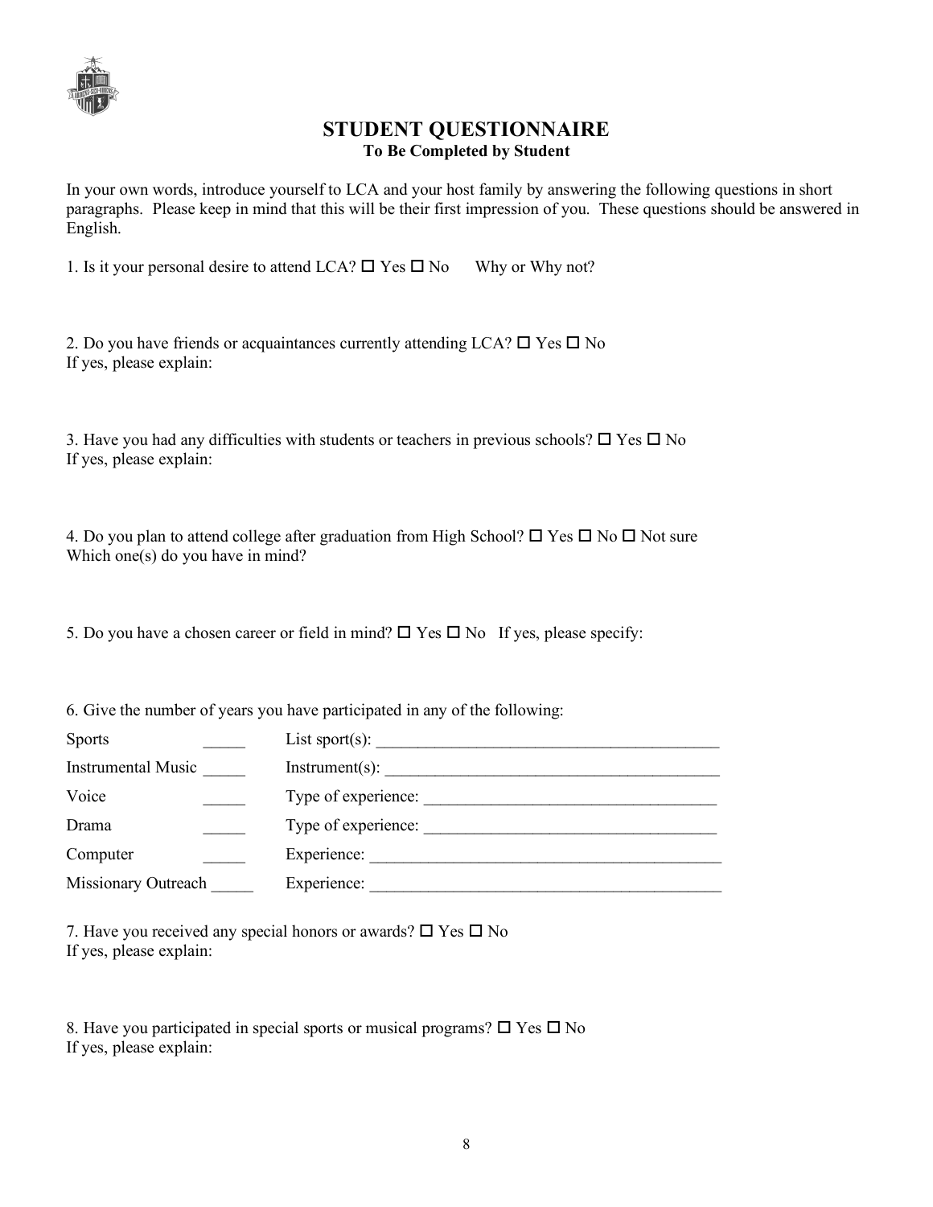# STUDENT QUESTIONNAIRE

**To Be Completed by Student**

In your own words, introduce yourself to LCA and your host family by answering the following questions in short paragraphs. Please keep in mind that this will be their first impression of you. These questions should be answered in English.

1. Is it your personal desire to attend LCA? ☐ Yes ☐ No Why or Why not?

2. Do you have friends or acquaintances currently attending LCA? ☐ Yes ☐ No
If yes, please explain:

3. Have you had any difficulties with students or teachers in previous schools? ☐ Yes ☐ No
If yes, please explain:

4. Do you plan to attend college after graduation from High School? ☐ Yes ☐ No ☐ Not sure
Which one(s) do you have in mind?

5. Do you have a chosen career or field in mind? ☐ Yes ☐ No If yes, please specify:

6. Give the number of years you have participated in any of the following:

| | | |
|---|---|---|
| Sports | _____ | List sport(s): ________________________________________ |
| Instrumental Music | _____ | Instrument(s): ________________________________________ |
| Voice | _____ | Type of experience: ___________________________________ |
| Drama | _____ | Type of experience: ___________________________________ |
| Computer | _____ | Experience: __________________________________________ |
| Missionary Outreach | _____ | Experience: __________________________________________ |

7. Have you received any special honors or awards? ☐ Yes ☐ No
If yes, please explain:

8. Have you participated in special sports or musical programs? ☐ Yes ☐ No
If yes, please explain: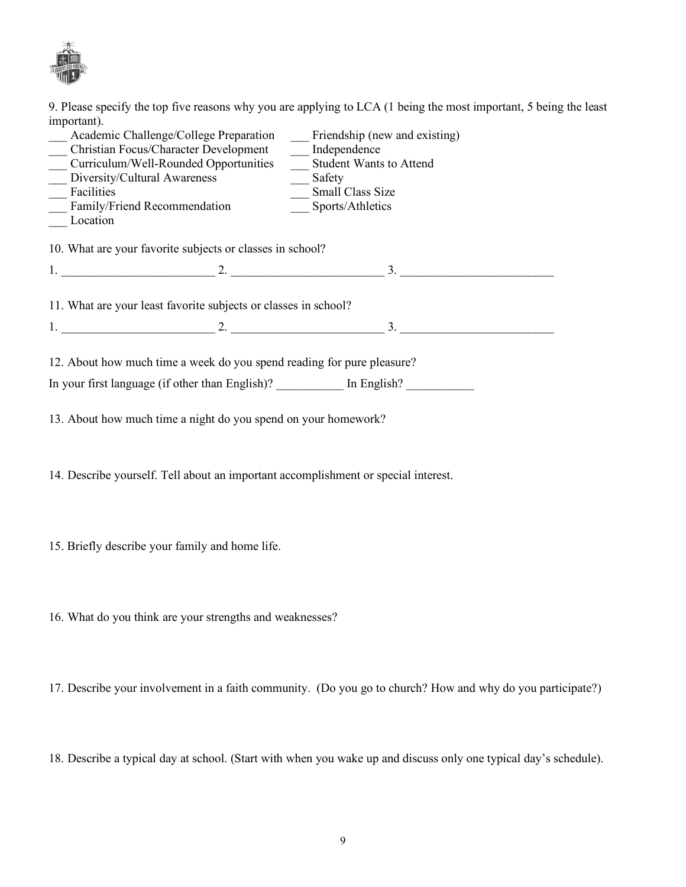9. Please specify the top five reasons why you are applying to LCA (1 being the most important, 5 being the least important).

___ Academic Challenge/College Preparation
___ Christian Focus/Character Development
___ Curriculum/Well-Rounded Opportunities
___ Diversity/Cultural Awareness
___ Facilities
___ Family/Friend Recommendation
___ Location
___ Friendship (new and existing)
___ Independence
___ Student Wants to Attend
___ Safety
___ Small Class Size
___ Sports/Athletics

10. What are your favorite subjects or classes in school?

1. ________________________ 2. ________________________ 3. ________________________

11. What are your least favorite subjects or classes in school?

1. ________________________ 2. ________________________ 3. ________________________

12. About how much time a week do you spend reading for pure pleasure?

In your first language (if other than English)? ___________ In English? ___________

13. About how much time a night do you spend on your homework?

14. Describe yourself. Tell about an important accomplishment or special interest.

15. Briefly describe your family and home life.

16. What do you think are your strengths and weaknesses?

17. Describe your involvement in a faith community. (Do you go to church? How and why do you participate?)

18. Describe a typical day at school. (Start with when you wake up and discuss only one typical day's schedule).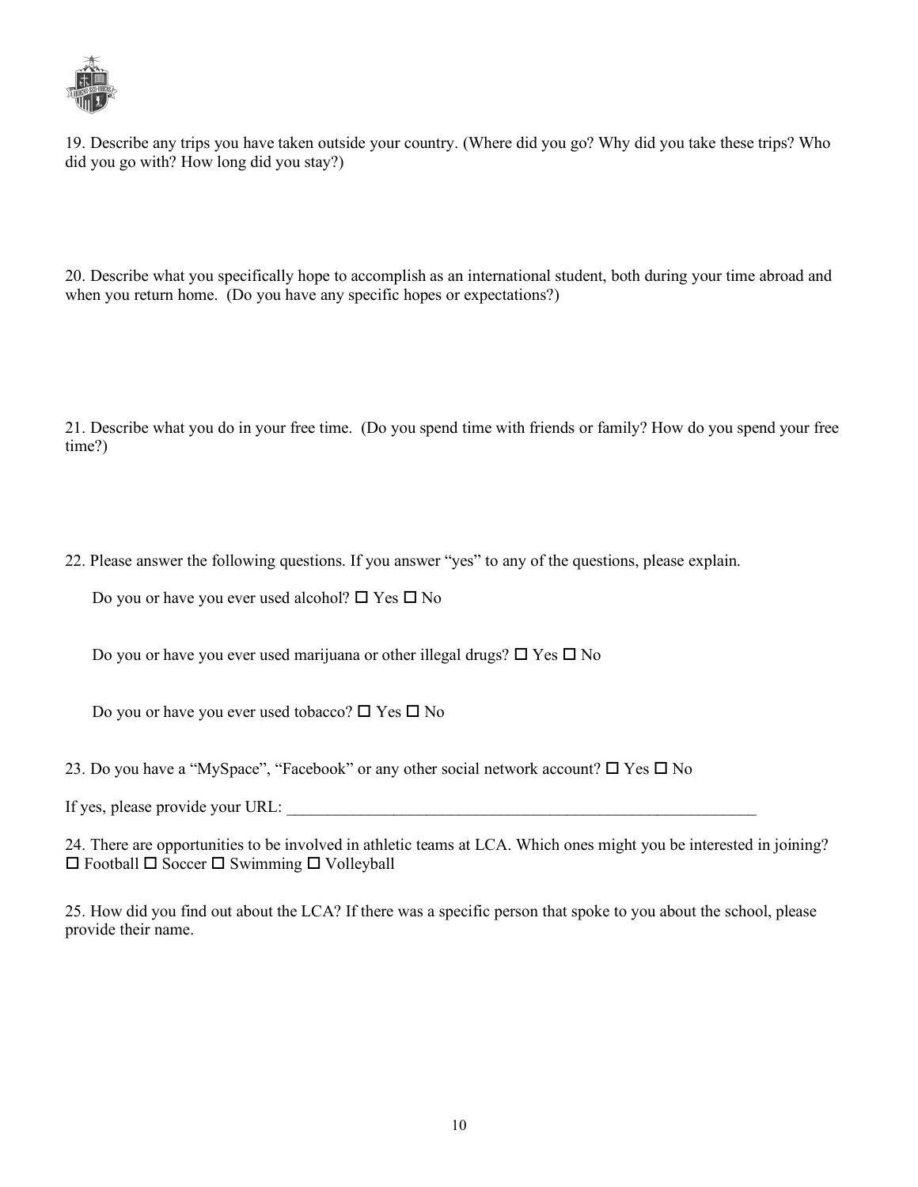19. Describe any trips you have taken outside your country. (Where did you go? Why did you take these trips? Who did you go with? How long did you stay?)

20. Describe what you specifically hope to accomplish as an international student, both during your time abroad and when you return home. (Do you have any specific hopes or expectations?)

21. Describe what you do in your free time. (Do you spend time with friends or family? How do you spend your free time?)

22. Please answer the following questions. If you answer "yes" to any of the questions, please explain.

Do you or have you ever used alcohol? ☐ Yes ☐ No

Do you or have you ever used marijuana or other illegal drugs? ☐ Yes ☐ No

Do you or have you ever used tobacco? ☐ Yes ☐ No

23. Do you have a "MySpace", "Facebook" or any other social network account? ☐ Yes ☐ No

If yes, please provide your URL: ____________________________________________________________

24. There are opportunities to be involved in athletic teams at LCA. Which ones might you be interested in joining?
☐ Football ☐ Soccer ☐ Swimming ☐ Volleyball

25. How did you find out about the LCA? If there was a specific person that spoke to you about the school, please provide their name.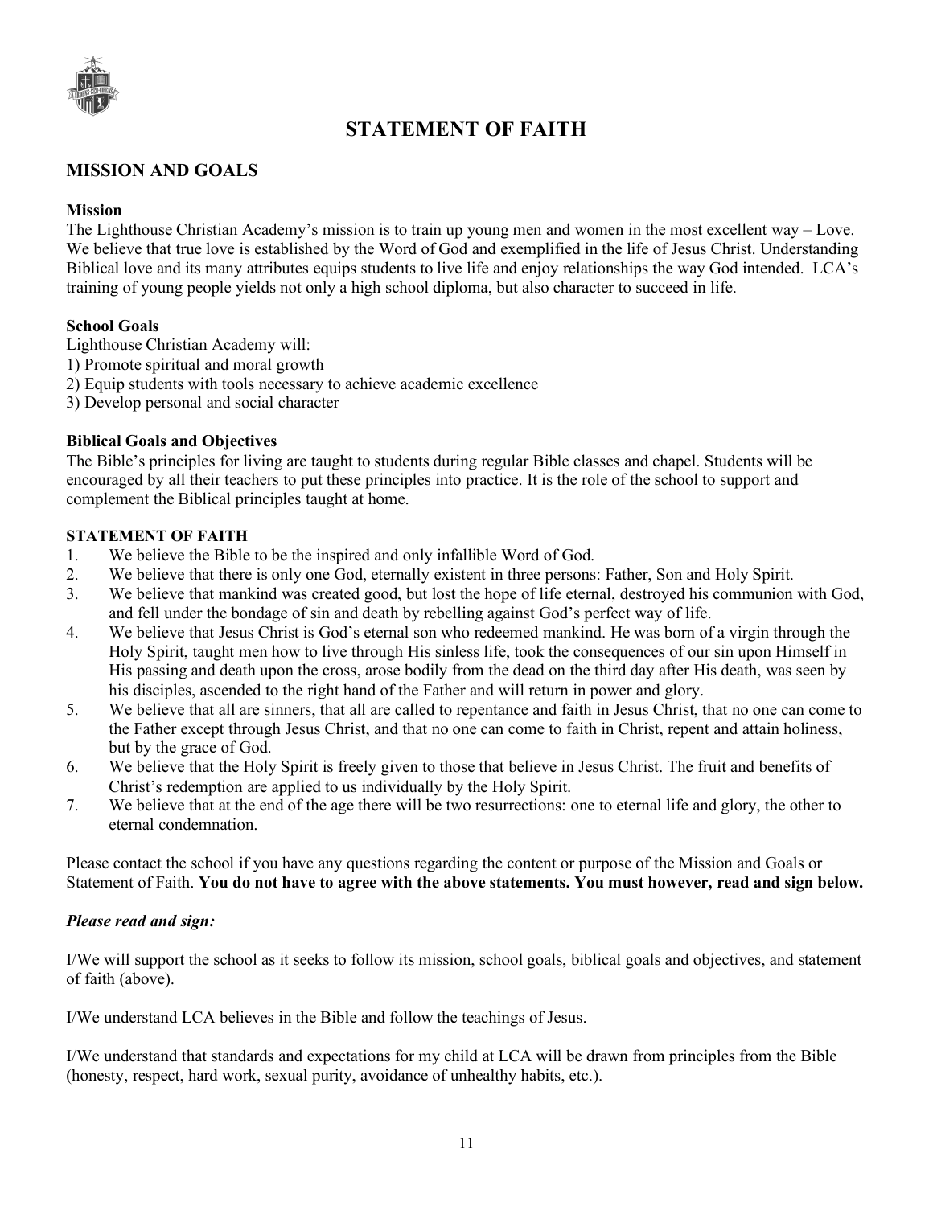# STATEMENT OF FAITH

## MISSION AND GOALS

**Mission**
The Lighthouse Christian Academy's mission is to train up young men and women in the most excellent way – Love. We believe that true love is established by the Word of God and exemplified in the life of Jesus Christ. Understanding Biblical love and its many attributes equips students to live life and enjoy relationships the way God intended. LCA's training of young people yields not only a high school diploma, but also character to succeed in life.

**School Goals**
Lighthouse Christian Academy will:
1) Promote spiritual and moral growth
2) Equip students with tools necessary to achieve academic excellence
3) Develop personal and social character

**Biblical Goals and Objectives**
The Bible's principles for living are taught to students during regular Bible classes and chapel. Students will be encouraged by all their teachers to put these principles into practice. It is the role of the school to support and complement the Biblical principles taught at home.

**STATEMENT OF FAITH**
1. We believe the Bible to be the inspired and only infallible Word of God.
2. We believe that there is only one God, eternally existent in three persons: Father, Son and Holy Spirit.
3. We believe that mankind was created good, but lost the hope of life eternal, destroyed his communion with God, and fell under the bondage of sin and death by rebelling against God's perfect way of life.
4. We believe that Jesus Christ is God's eternal son who redeemed mankind. He was born of a virgin through the Holy Spirit, taught men how to live through His sinless life, took the consequences of our sin upon Himself in His passing and death upon the cross, arose bodily from the dead on the third day after His death, was seen by his disciples, ascended to the right hand of the Father and will return in power and glory.
5. We believe that all are sinners, that all are called to repentance and faith in Jesus Christ, that no one can come to the Father except through Jesus Christ, and that no one can come to faith in Christ, repent and attain holiness, but by the grace of God.
6. We believe that the Holy Spirit is freely given to those that believe in Jesus Christ. The fruit and benefits of Christ's redemption are applied to us individually by the Holy Spirit.
7. We believe that at the end of the age there will be two resurrections: one to eternal life and glory, the other to eternal condemnation.

Please contact the school if you have any questions regarding the content or purpose of the Mission and Goals or Statement of Faith. **You do not have to agree with the above statements. You must however, read and sign below.**

***Please read and sign:***

I/We will support the school as it seeks to follow its mission, school goals, biblical goals and objectives, and statement of faith (above).

I/We understand LCA believes in the Bible and follow the teachings of Jesus.

I/We understand that standards and expectations for my child at LCA will be drawn from principles from the Bible (honesty, respect, hard work, sexual purity, avoidance of unhealthy habits, etc.).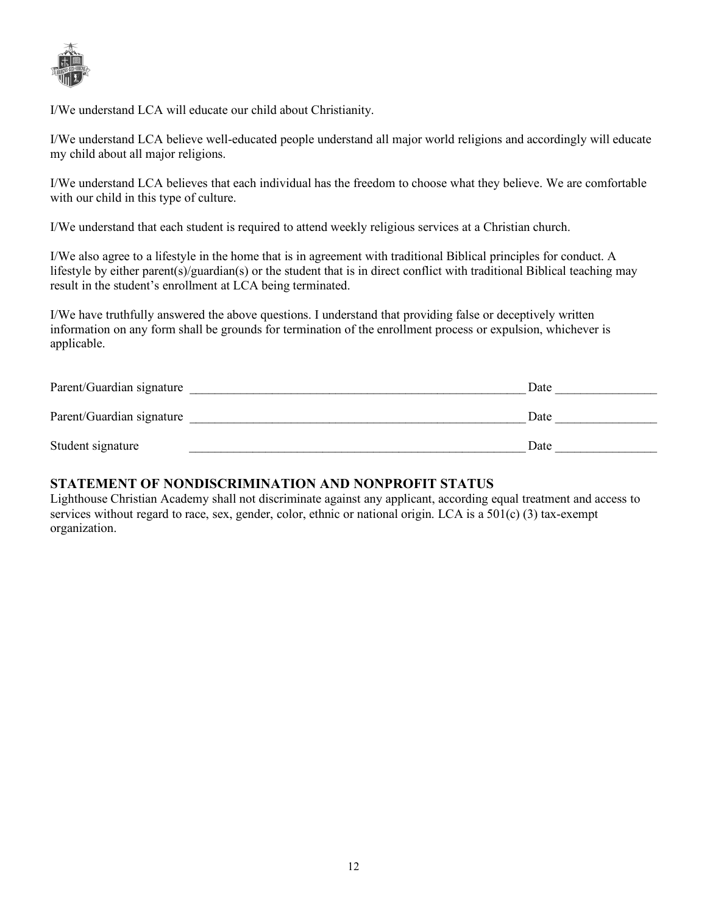I/We understand LCA will educate our child about Christianity.

I/We understand LCA believe well-educated people understand all major world religions and accordingly will educate my child about all major religions.

I/We understand LCA believes that each individual has the freedom to choose what they believe. We are comfortable with our child in this type of culture.

I/We understand that each student is required to attend weekly religious services at a Christian church.

I/We also agree to a lifestyle in the home that is in agreement with traditional Biblical principles for conduct. A lifestyle by either parent(s)/guardian(s) or the student that is in direct conflict with traditional Biblical teaching may result in the student's enrollment at LCA being terminated.

I/We have truthfully answered the above questions. I understand that providing false or deceptively written information on any form shall be grounds for termination of the enrollment process or expulsion, whichever is applicable.

Parent/Guardian signature \_\_\_\_\_\_\_\_\_\_\_\_\_\_\_\_\_\_\_\_\_\_\_\_\_\_\_\_\_\_\_\_\_\_\_\_\_\_\_\_\_\_\_\_\_\_\_\_\_\_\_\_ Date \_\_\_\_\_\_\_\_\_\_\_\_\_\_\_\_

Parent/Guardian signature \_\_\_\_\_\_\_\_\_\_\_\_\_\_\_\_\_\_\_\_\_\_\_\_\_\_\_\_\_\_\_\_\_\_\_\_\_\_\_\_\_\_\_\_\_\_\_\_\_\_\_\_ Date \_\_\_\_\_\_\_\_\_\_\_\_\_\_\_\_

Student signature \_\_\_\_\_\_\_\_\_\_\_\_\_\_\_\_\_\_\_\_\_\_\_\_\_\_\_\_\_\_\_\_\_\_\_\_\_\_\_\_\_\_\_\_\_\_\_\_\_\_\_\_ Date \_\_\_\_\_\_\_\_\_\_\_\_\_\_\_\_

## STATEMENT OF NONDISCRIMINATION AND NONPROFIT STATUS

Lighthouse Christian Academy shall not discriminate against any applicant, according equal treatment and access to services without regard to race, sex, gender, color, ethnic or national origin. LCA is a 501(c) (3) tax-exempt organization.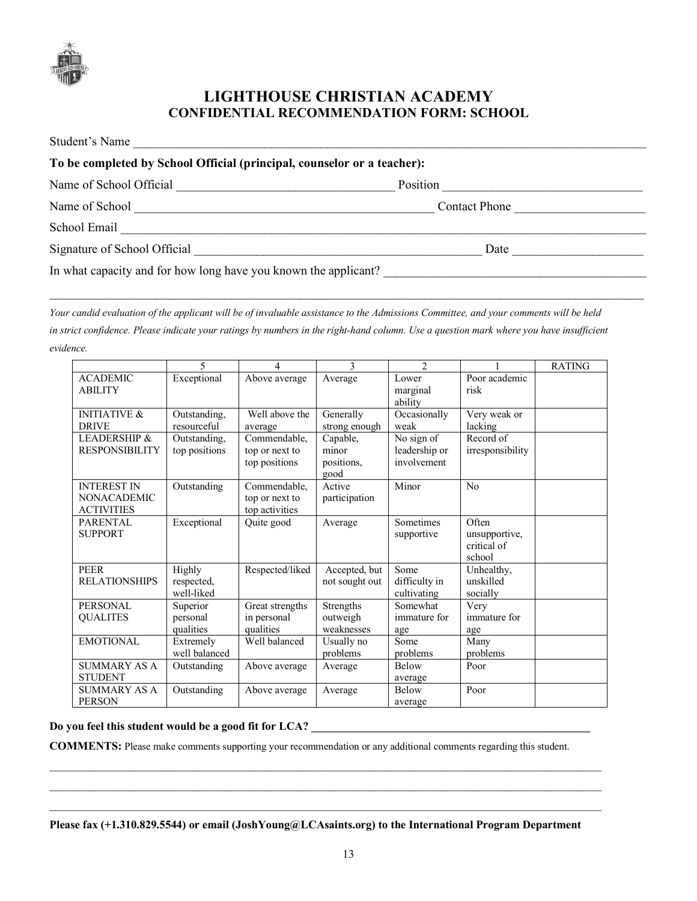# LIGHTHOUSE CHRISTIAN ACADEMY
## CONFIDENTIAL RECOMMENDATION FORM: SCHOOL

Student's Name ______________________________________________________________________________

**To be completed by School Official (principal, counselor or a teacher):**

Name of School Official __________________________________ Position ______________________________

Name of School _______________________________________________ Contact Phone ____________________

School Email ________________________________________________________________________________

Signature of School Official ____________________________________________ Date ____________________

In what capacity and for how long have you known the applicant? __________________________________________

_____________________________________________________________________________________________

*Your candid evaluation of the applicant will be of invaluable assistance to the Admissions Committee, and your comments will be held in strict confidence. Please indicate your ratings by numbers in the right-hand column. Use a question mark where you have insufficient evidence.*

| | 5 | 4 | 3 | 2 | 1 | RATING |
|---|---|---|---|---|---|---|
| ACADEMIC ABILITY | Exceptional | Above average | Average | Lower marginal ability | Poor academic risk | |
| INITIATIVE & DRIVE | Outstanding, resourceful | Well above the average | Generally strong enough | Occasionally weak | Very weak or lacking | |
| LEADERSHIP & RESPONSIBILITY | Outstanding, top positions | Commendable, top or next to top positions | Capable, minor positions, good | No sign of leadership or involvement | Record of irresponsibility | |
| INTEREST IN NONACADEMIC ACTIVITIES | Outstanding | Commendable, top or next to top activities | Active participation | Minor | No | |
| PARENTAL SUPPORT | Exceptional | Quite good | Average | Sometimes supportive | Often unsupportive, critical of school | |
| PEER RELATIONSHIPS | Highly respected, well-liked | Respected/liked | Accepted, but not sought out | Some difficulty in cultivating | Unhealthy, unskilled socially | |
| PERSONAL QUALITES | Superior personal qualities | Great strengths in personal qualities | Strengths outweigh weaknesses | Somewhat immature for age | Very immature for age | |
| EMOTIONAL | Extremely well balanced | Well balanced | Usually no problems | Some problems | Many problems | |
| SUMMARY AS A STUDENT | Outstanding | Above average | Average | Below average | Poor | |
| SUMMARY AS A PERSON | Outstanding | Above average | Average | Below average | Poor | |

**Do you feel this student would be a good fit for LCA?** ____________________________________________

**COMMENTS:** Please make comments supporting your recommendation or any additional comments regarding this student.

_____________________________________________________________________________________________

_____________________________________________________________________________________________

_____________________________________________________________________________________________

**Please fax (+1.310.829.5544) or email (JoshYoung@LCAsaints.org) to the International Program Department**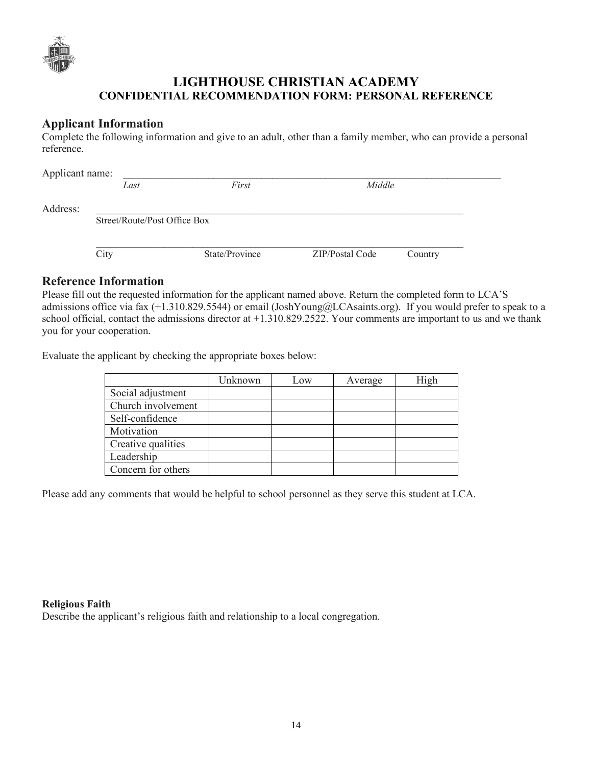# LIGHTHOUSE CHRISTIAN ACADEMY
## CONFIDENTIAL RECOMMENDATION FORM: PERSONAL REFERENCE

## Applicant Information

Complete the following information and give to an adult, other than a family member, who can provide a personal reference.

Applicant name: ____________________________________________________________
*Last* *First* *Middle*

Address: ____________________________________________________________
Street/Route/Post Office Box

____________________________________________________________
City State/Province ZIP/Postal Code Country

## Reference Information

Please fill out the requested information for the applicant named above. Return the completed form to LCA'S admissions office via fax (+1.310.829.5544) or email (JoshYoung@LCAsaints.org). If you would prefer to speak to a school official, contact the admissions director at +1.310.829.2522. Your comments are important to us and we thank you for your cooperation.

Evaluate the applicant by checking the appropriate boxes below:

| | Unknown | Low | Average | High |
|---|---|---|---|---|
| Social adjustment | | | | |
| Church involvement | | | | |
| Self-confidence | | | | |
| Motivation | | | | |
| Creative qualities | | | | |
| Leadership | | | | |
| Concern for others | | | | |

Please add any comments that would be helpful to school personnel as they serve this student at LCA.

**Religious Faith**

Describe the applicant's religious faith and relationship to a local congregation.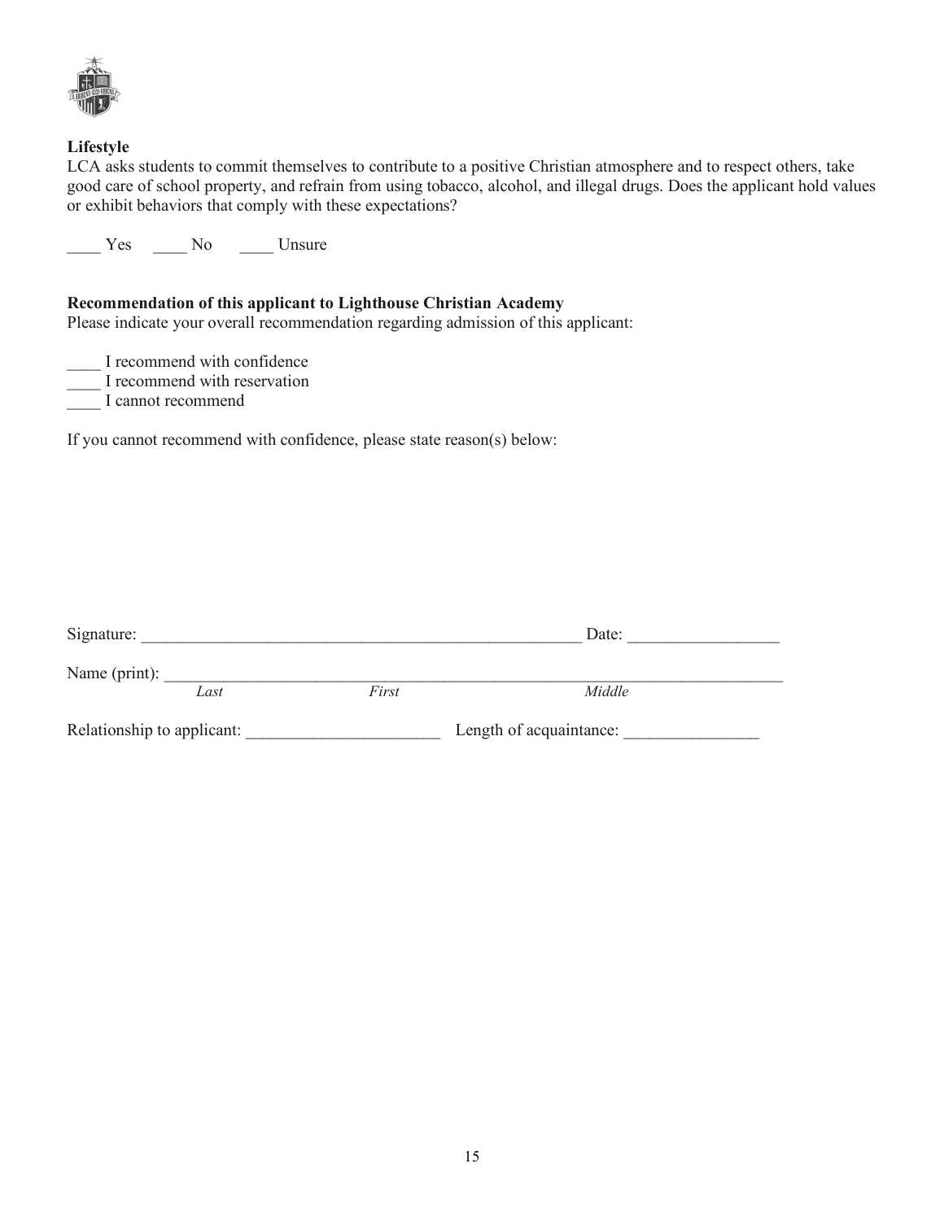**Lifestyle**

LCA asks students to commit themselves to contribute to a positive Christian atmosphere and to respect others, take good care of school property, and refrain from using tobacco, alcohol, and illegal drugs. Does the applicant hold values or exhibit behaviors that comply with these expectations?

____ Yes ____ No ____ Unsure

**Recommendation of this applicant to Lighthouse Christian Academy**

Please indicate your overall recommendation regarding admission of this applicant:

____ I recommend with confidence
____ I recommend with reservation
____ I cannot recommend

If you cannot recommend with confidence, please state reason(s) below:

Signature: ______________________________________________________ Date: __________________

Name (print): ____________________________________________________________________________
*Last* *First* *Middle*

Relationship to applicant: _______________________ Length of acquaintance: ________________